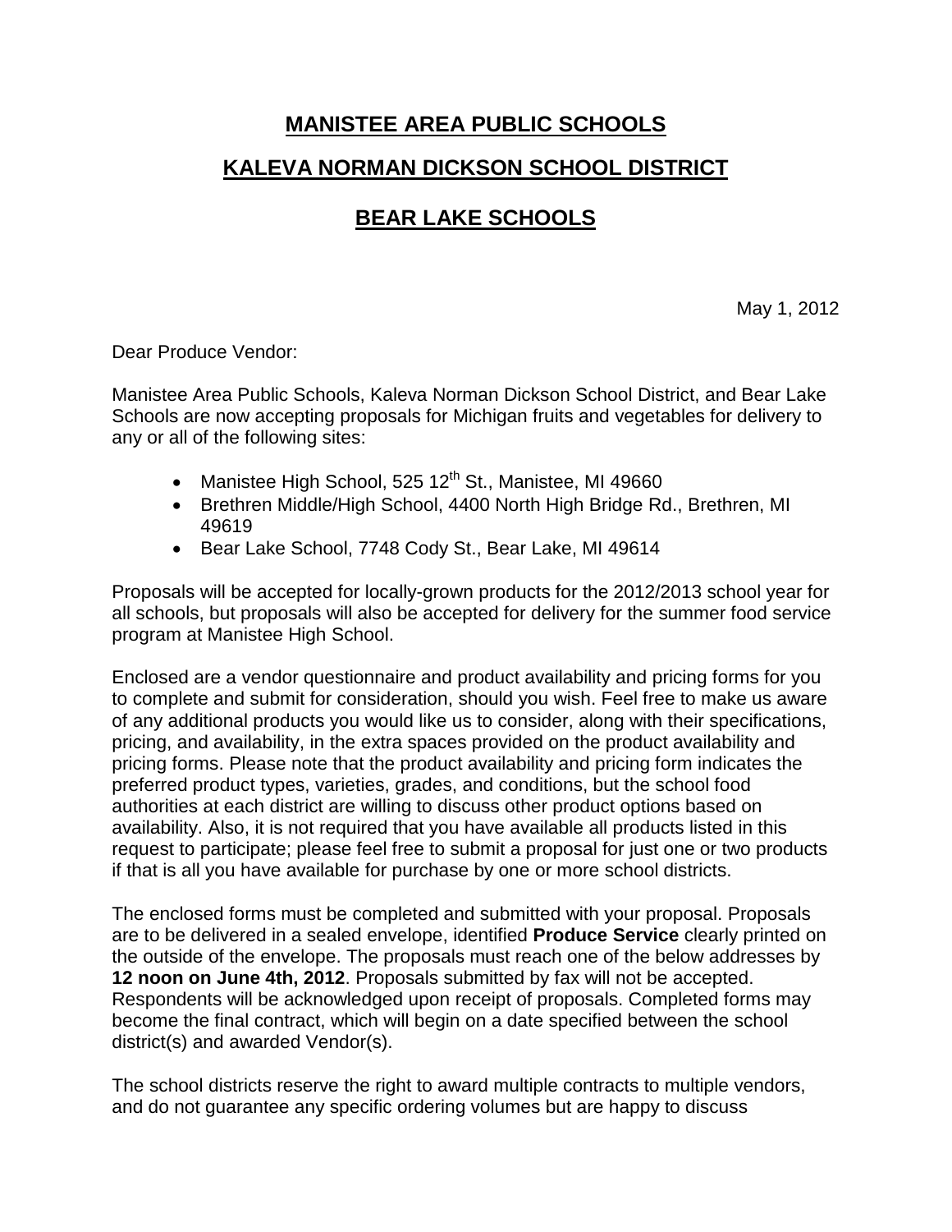# MANISTEE AREA PUBLIC SCHOOLS

# KALEVA NORMAN DICKSON SCHOOL DISTRICT

# BEAR LAKE SCHOOLS

May 1, 2012

Dear Produce Vendor:

Manistee Area Public Schools, Kaleva Norman Dickson School District, and Bear Lake Schools are now accepting proposals for Michigan fruits and vegetables for delivery to any or all of the following sites:

- Manistee High School, 525 12th St., Manistee, MI 49660
- Brethren Middle/High School, 4400 North High Bridge Rd., Brethren, MI 49619
- Bear Lake School, 7748 Cody St., Bear Lake, MI 49614

Proposals will be accepted for locally-grown products for the 2012/2013 school year for all schools, but proposals will also be accepted for delivery for the summer food service program at Manistee High School.

Enclosed are a vendor questionnaire and product availability and pricing forms for you to complete and submit for consideration, should you wish. Feel free to make us aware of any additional products you would like us to consider, along with their specifications, pricing, and availability, in the extra spaces provided on the product availability and pricing forms. Please note that the product availability and pricing form indicates the preferred product types, varieties, grades, and conditions, but the school food authorities at each district are willing to discuss other product options based on availability. Also, it is not required that you have available all products listed in this request to participate; please feel free to submit a proposal for just one or two products if that is all you have available for purchase by one or more school districts.

The enclosed forms must be completed and submitted with your proposal. Proposals are to be delivered in a sealed envelope, identified **Produce Service** clearly printed on the outside of the envelope. The proposals must reach one of the below addresses by **12 noon on June 4th, 2012**. Proposals submitted by fax will not be accepted. Respondents will be acknowledged upon receipt of proposals. Completed forms may become the final contract, which will begin on a date specified between the school district(s) and awarded Vendor(s).

The school districts reserve the right to award multiple contracts to multiple vendors, and do not guarantee any specific ordering volumes but are happy to discuss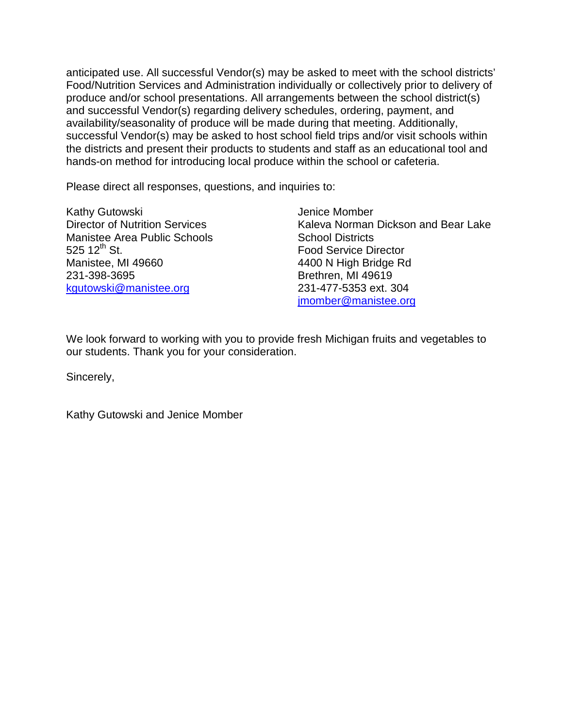anticipated use. All successful Vendor(s) may be asked to meet with the school districts' Food/Nutrition Services and Administration individually or collectively prior to delivery of produce and/or school presentations. All arrangements between the school district(s) and successful Vendor(s) regarding delivery schedules, ordering, payment, and availability/seasonality of produce will be made during that meeting. Additionally, successful Vendor(s) may be asked to host school field trips and/or visit schools within the districts and present their products to students and staff as an educational tool and hands-on method for introducing local produce within the school or cafeteria.

Please direct all responses, questions, and inquiries to:

Kathy Gutowski
Director of Nutrition Services
Manistee Area Public Schools
525 12th St.
Manistee, MI 49660
231-398-3695
kgutowski@manistee.org

Jenice Momber
Kaleva Norman Dickson and Bear Lake School Districts
Food Service Director
4400 N High Bridge Rd
Brethren, MI 49619
231-477-5353 ext. 304
jmomber@manistee.org

We look forward to working with you to provide fresh Michigan fruits and vegetables to our students. Thank you for your consideration.

Sincerely,

Kathy Gutowski and Jenice Momber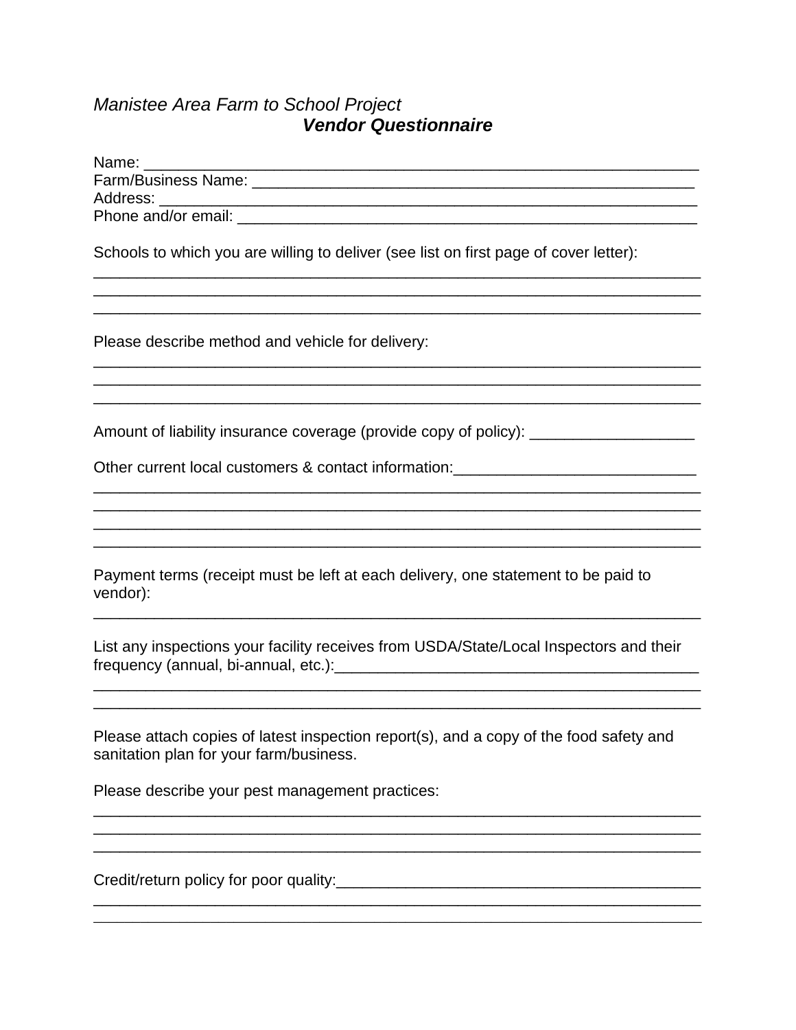*Manistee Area Farm to School Project*

## ***Vendor Questionnaire***

Name: ________________________________________________________________
Farm/Business Name: ____________________________________________________
Address: ______________________________________________________________
Phone and/or email: _____________________________________________________

Schools to which you are willing to deliver (see list on first page of cover letter):
_____________________________________________________________________
_____________________________________________________________________
_____________________________________________________________________

Please describe method and vehicle for delivery:
_____________________________________________________________________
_____________________________________________________________________
_____________________________________________________________________

Amount of liability insurance coverage (provide copy of policy): __________________

Other current local customers & contact information:___________________________
_____________________________________________________________________
_____________________________________________________________________
_____________________________________________________________________
_____________________________________________________________________

Payment terms (receipt must be left at each delivery, one statement to be paid to vendor):
_____________________________________________________________________

List any inspections your facility receives from USDA/State/Local Inspectors and their frequency (annual, bi-annual, etc.):__________________________________________
_____________________________________________________________________
_____________________________________________________________________

Please attach copies of latest inspection report(s), and a copy of the food safety and sanitation plan for your farm/business.

Please describe your pest management practices:
_____________________________________________________________________
_____________________________________________________________________
_____________________________________________________________________

Credit/return policy for poor quality:__________________________________________
_____________________________________________________________________
_____________________________________________________________________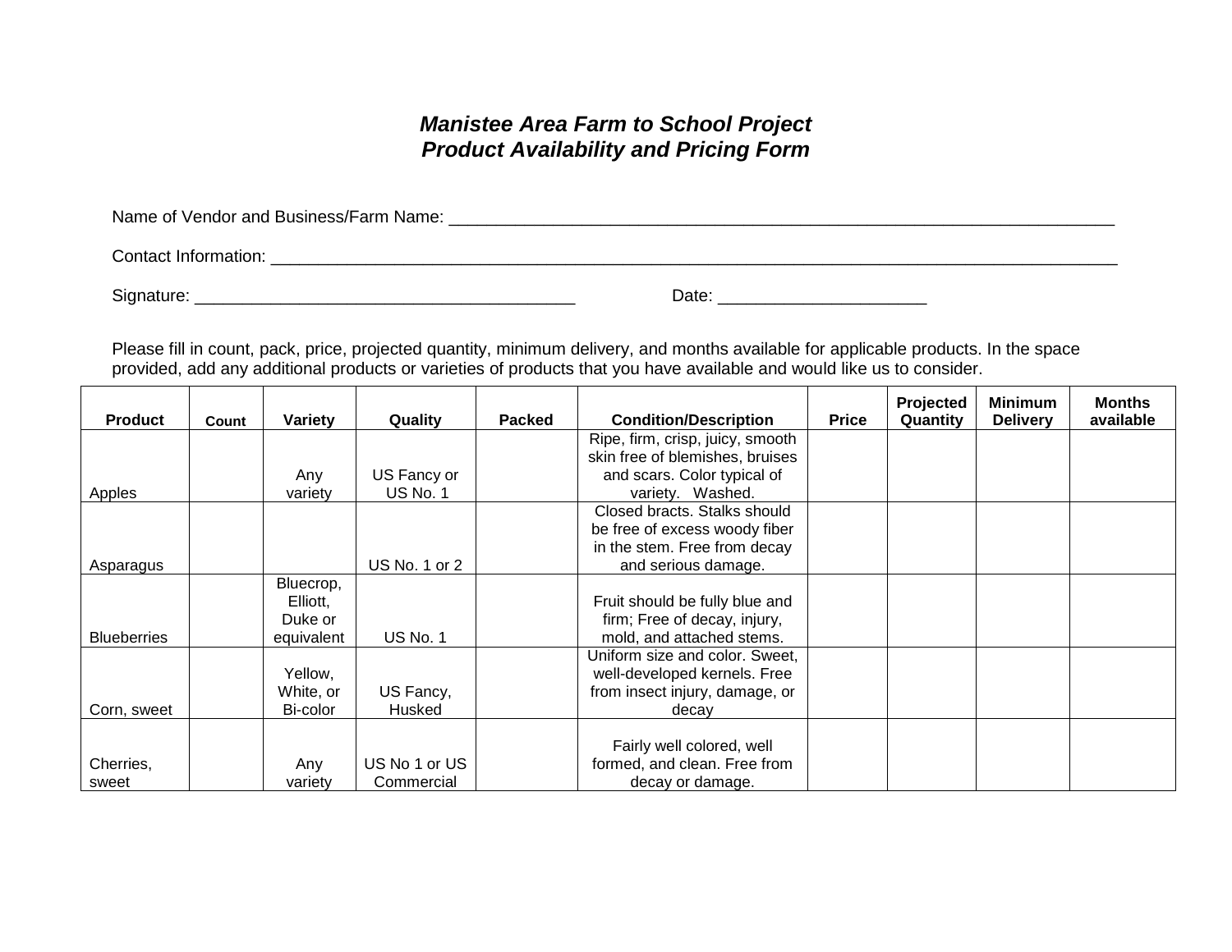# *Manistee Area Farm to School Project*
# *Product Availability and Pricing Form*

Name of Vendor and Business/Farm Name: ___________________________________________________________________________

Contact Information: _______________________________________________________________________________________________

Signature: ________________________________________ Date: ______________________

Please fill in count, pack, price, projected quantity, minimum delivery, and months available for applicable products. In the space provided, add any additional products or varieties of products that you have available and would like us to consider.

| Product | Count | Variety | Quality | Packed | Condition/Description | Price | Projected Quantity | Minimum Delivery | Months available |
|---|---|---|---|---|---|---|---|---|---|
| Apples | | Any variety | US Fancy or US No. 1 | | Ripe, firm, crisp, juicy, smooth skin free of blemishes, bruises and scars. Color typical of variety. Washed. | | | | |
| Asparagus | | | US No. 1 or 2 | | Closed bracts. Stalks should be free of excess woody fiber in the stem. Free from decay and serious damage. | | | | |
| Blueberries | | Bluecrop, Elliott, Duke or equivalent | US No. 1 | | Fruit should be fully blue and firm; Free of decay, injury, mold, and attached stems. | | | | |
| Corn, sweet | | Yellow, White, or Bi-color | US Fancy, Husked | | Uniform size and color. Sweet, well-developed kernels. Free from insect injury, damage, or decay | | | | |
| Cherries, sweet | | Any variety | US No 1 or US Commercial | | Fairly well colored, well formed, and clean. Free from decay or damage. | | | | |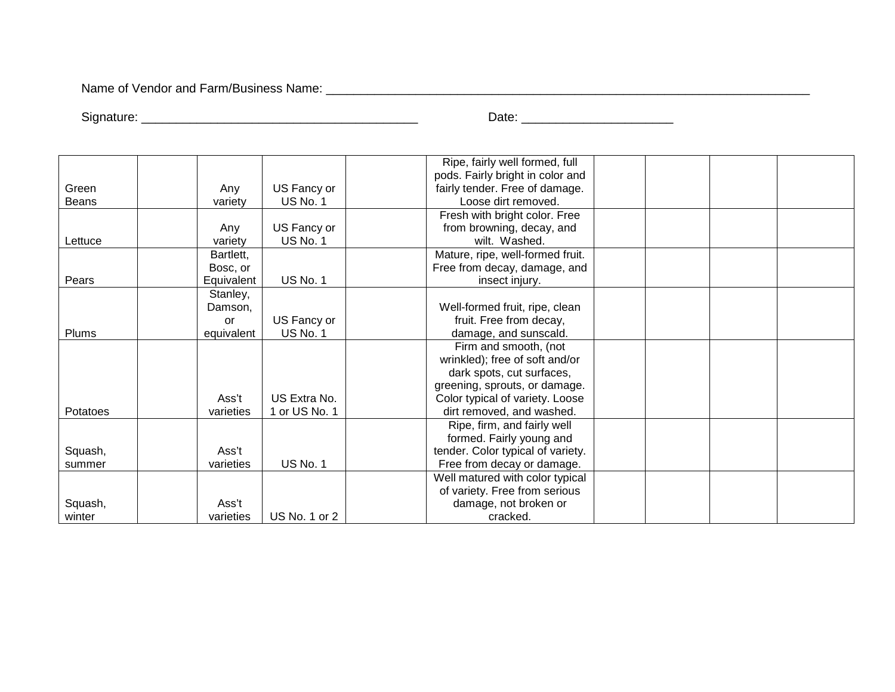Name of Vendor and Farm/Business Name: ___________________________________________________________________________

Signature: ________________________________________ Date: ______________________

| | | | | | | | | | |
|---|---|---|---|---|---|---|---|---|---|
| Green Beans | | Any variety | US Fancy or US No. 1 | | Ripe, fairly well formed, full pods. Fairly bright in color and fairly tender. Free of damage. Loose dirt removed. | | | | |
| Lettuce | | Any variety | US Fancy or US No. 1 | | Fresh with bright color. Free from browning, decay, and wilt. Washed. | | | | |
| Pears | | Bartlett, Bosc, or Equivalent | US No. 1 | | Mature, ripe, well-formed fruit. Free from decay, damage, and insect injury. | | | | |
| Plums | | Stanley, Damson, or equivalent | US Fancy or US No. 1 | | Well-formed fruit, ripe, clean fruit. Free from decay, damage, and sunscald. | | | | |
| Potatoes | | Ass't varieties | US Extra No. 1 or US No. 1 | | Firm and smooth, (not wrinkled); free of soft and/or dark spots, cut surfaces, greening, sprouts, or damage. Color typical of variety. Loose dirt removed, and washed. | | | | |
| Squash, summer | | Ass't varieties | US No. 1 | | Ripe, firm, and fairly well formed. Fairly young and tender. Color typical of variety. Free from decay or damage. | | | | |
| Squash, winter | | Ass't varieties | US No. 1 or 2 | | Well matured with color typical of variety. Free from serious damage, not broken or cracked. | | | | |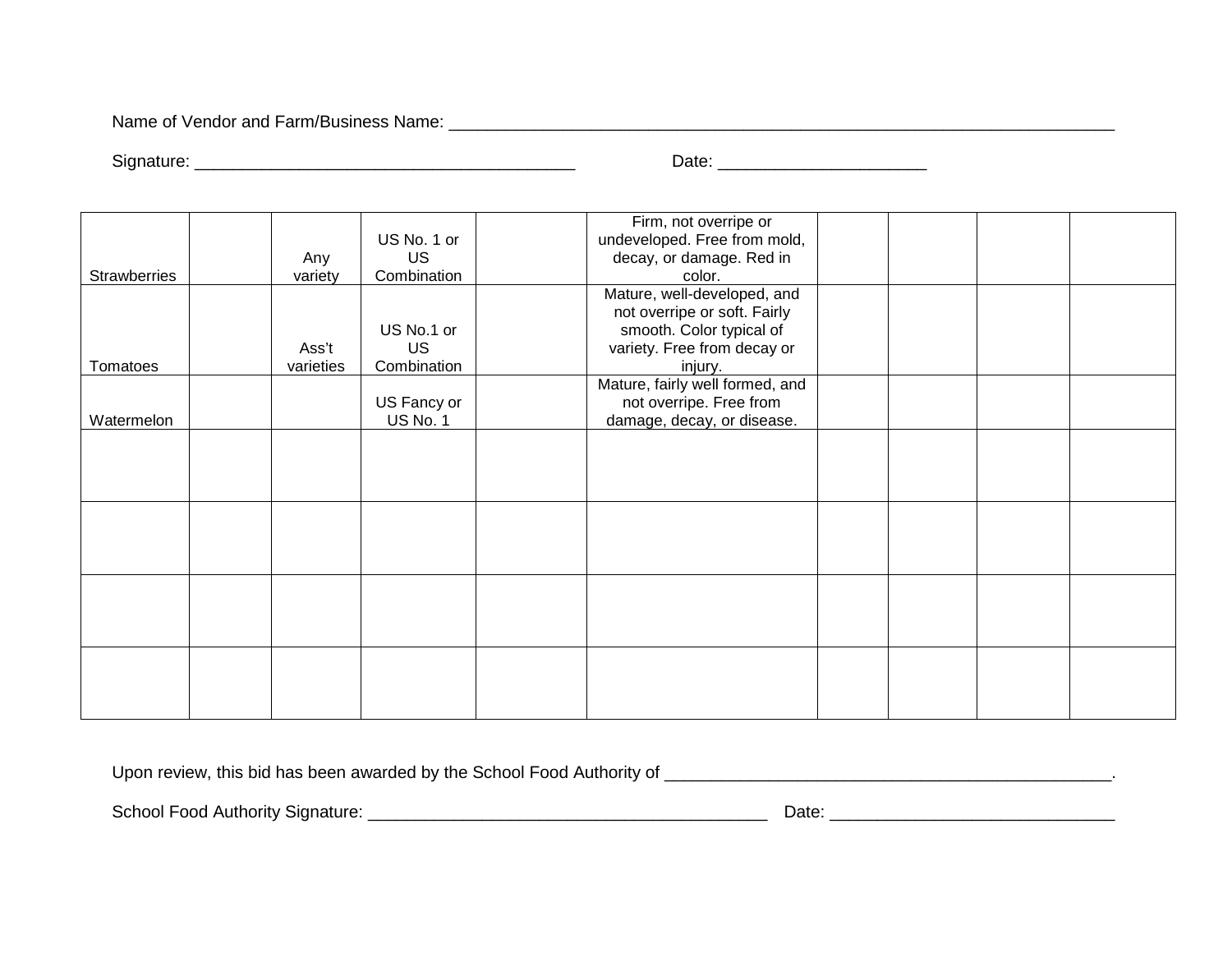Name of Vendor and Farm/Business Name: ___________________________________________________________________________

Signature: ________________________________________ Date: ______________________

| | | | | | | | | | |
|---|---|---|---|---|---|---|---|---|---|
| Strawberries | | Any variety | US No. 1 or US Combination | | Firm, not overripe or undeveloped. Free from mold, decay, or damage. Red in color. | | | | |
| Tomatoes | | Ass't varieties | US No.1 or US Combination | | Mature, well-developed, and not overripe or soft. Fairly smooth. Color typical of variety. Free from decay or injury. | | | | |
| Watermelon | | | US Fancy or US No. 1 | | Mature, fairly well formed, and not overripe. Free from damage, decay, or disease. | | | | |
| | | | | | | | | | |
| | | | | | | | | | |
| | | | | | | | | | |
| | | | | | | | | | |

Upon review, this bid has been awarded by the School Food Authority of ________________________________________________.

School Food Authority Signature: ___________________________________________ Date: ______________________________